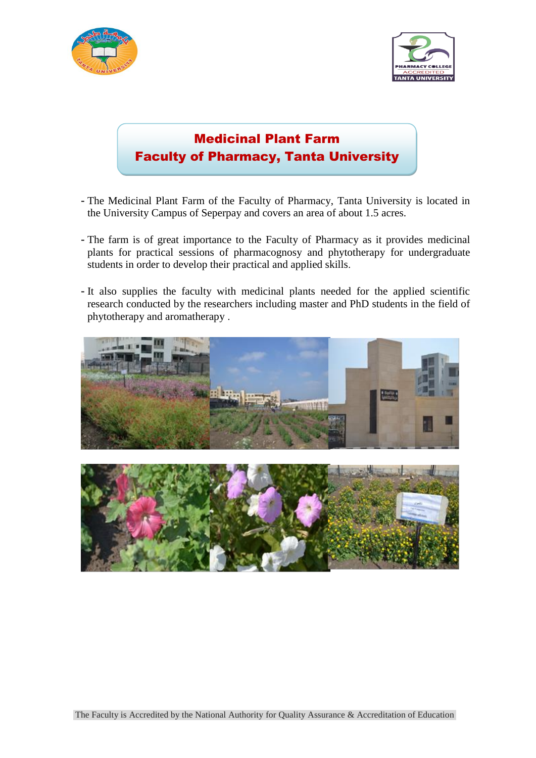# Medicinal Plant Farm
# Faculty of Pharmacy, Tanta University

- The Medicinal Plant Farm of the Faculty of Pharmacy, Tanta University is located in the University Campus of Seperpay and covers an area of about 1.5 acres.

- The farm is of great importance to the Faculty of Pharmacy as it provides medicinal plants for practical sessions of pharmacognosy and phytotherapy for undergraduate students in order to develop their practical and applied skills.

- It also supplies the faculty with medicinal plants needed for the applied scientific research conducted by the researchers including master and PhD students in the field of phytotherapy and aromatherapy .

The Faculty is Accredited by the National Authority for Quality Assurance & Accreditation of Education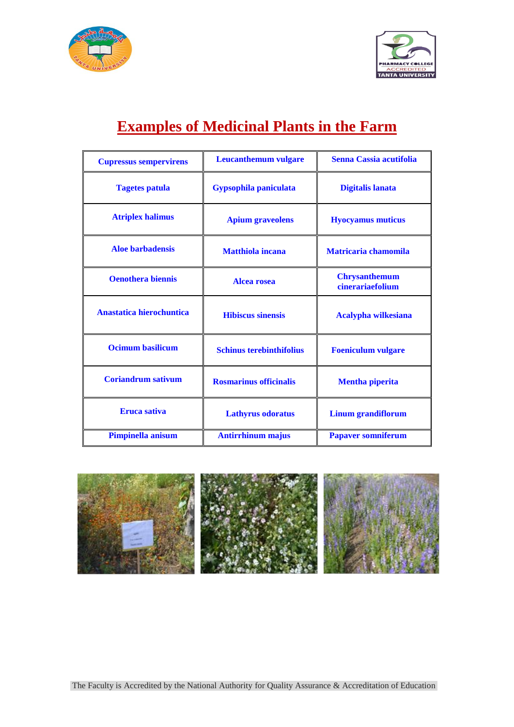# Examples of Medicinal Plants in the Farm

| | | |
|---|---|---|
| Cupressus sempervirens | Leucanthemum vulgare | Senna Cassia acutifolia |
| Tagetes patula | Gypsophila paniculata | Digitalis lanata |
| Atriplex halimus | Apium graveolens | Hyocyamus muticus |
| Aloe barbadensis | Matthiola incana | Matricaria chamomila |
| Oenothera biennis | Alcea rosea | Chrysanthemum cinerariaefolium |
| Anastatica hierochuntica | Hibiscus sinensis | Acalypha wilkesiana |
| Ocimum basilicum | Schinus terebinthifolius | Foeniculum vulgare |
| Coriandrum sativum | Rosmarinus officinalis | Mentha piperita |
| Eruca sativa | Lathyrus odoratus | Linum grandiflorum |
| Pimpinella anisum | Antirrhinum majus | Papaver somniferum |

The Faculty is Accredited by the National Authority for Quality Assurance & Accreditation of Education